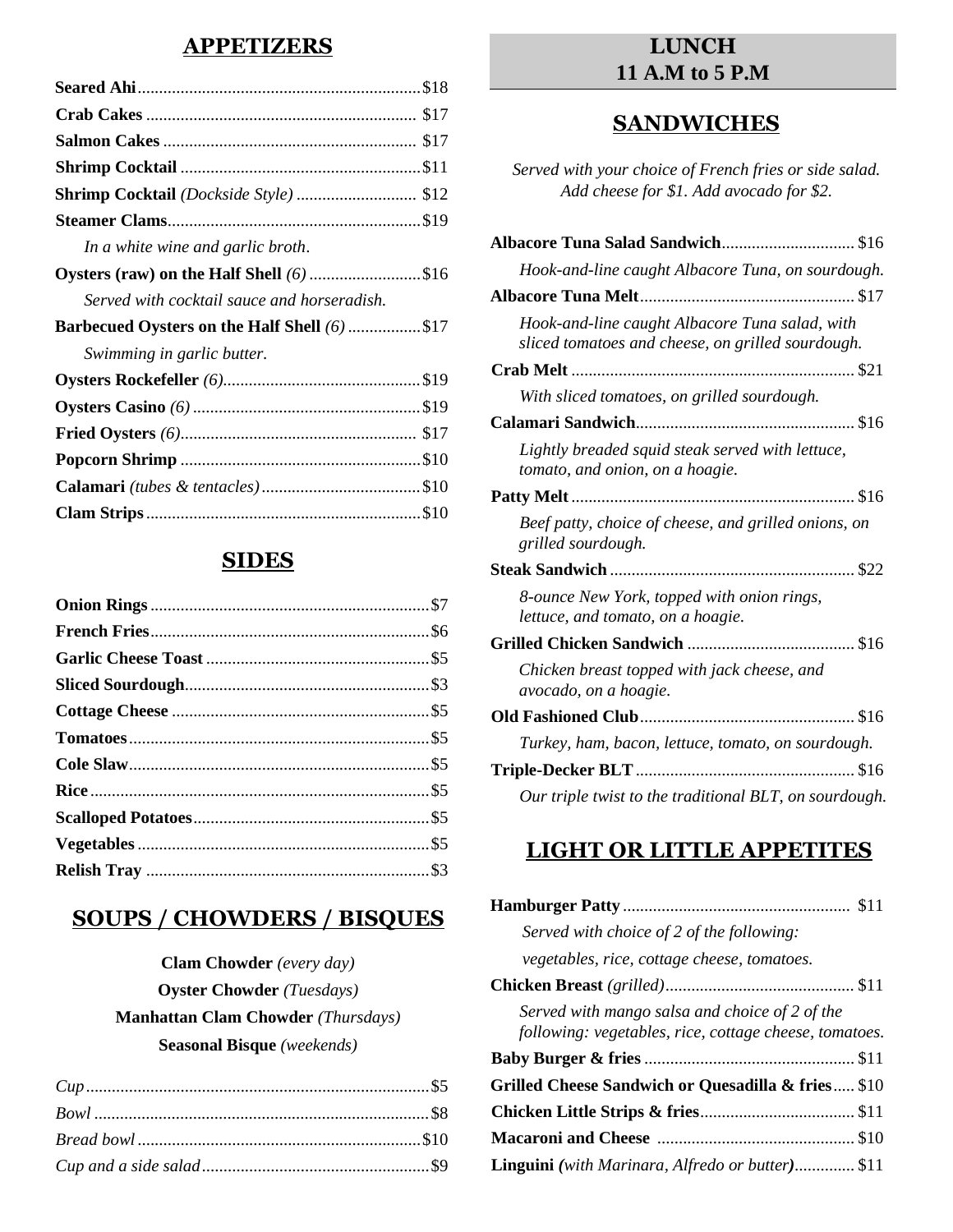## APPETIZERS

**Seared Ahi**.......$18

**Crab Cakes**.......$17

**Salmon Cakes**.......$17

**Shrimp Cocktail**.......$11

**Shrimp Cocktail** *(Dockside Style)*.......$12

**Steamer Clams**.......$19

*In a white wine and garlic broth*.

**Oysters (raw) on the Half Shell** *(6)*.......$16

*Served with cocktail sauce and horseradish.*

**Barbecued Oysters on the Half Shell** *(6)*.......$17

*Swimming in garlic butter.*

**Oysters Rockefeller** *(6)*.......$19

**Oysters Casino** *(6)*.......$19

**Fried Oysters** *(6)*.......$17

**Popcorn Shrimp**.......$10

**Calamari** *(tubes & tentacles)*.......$10

**Clam Strips**.......$10

## SIDES

**Onion Rings**.......$7

**French Fries**.......$6

**Garlic Cheese Toast**.......$5

**Sliced Sourdough**.......$3

**Cottage Cheese**.......$5

**Tomatoes**.......$5

**Cole Slaw**.......$5

**Rice**.......$5

**Scalloped Potatoes**.......$5

**Vegetables**.......$5

**Relish Tray**.......$3

## SOUPS / CHOWDERS / BISQUES

**Clam Chowder** *(every day)*

**Oyster Chowder** *(Tuesdays)*

**Manhattan Clam Chowder** *(Thursdays)*

**Seasonal Bisque** *(weekends)*

*Cup*.......$5

*Bowl*.......$8

*Bread bowl*.......$10

*Cup and a side salad*.......$9

# LUNCH
# 11 A.M to 5 P.M

## SANDWICHES

*Served with your choice of French fries or side salad. Add cheese for $1. Add avocado for $2.*

**Albacore Tuna Salad Sandwich**.......$16

*Hook-and-line caught Albacore Tuna, on sourdough.*

**Albacore Tuna Melt**.......$17

*Hook-and-line caught Albacore Tuna salad, with sliced tomatoes and cheese, on grilled sourdough.*

**Crab Melt**.......$21

*With sliced tomatoes, on grilled sourdough.*

**Calamari Sandwich**.......$16

*Lightly breaded squid steak served with lettuce, tomato, and onion, on a hoagie.*

**Patty Melt**.......$16

*Beef patty, choice of cheese, and grilled onions, on grilled sourdough.*

**Steak Sandwich**.......$22

*8-ounce New York, topped with onion rings, lettuce, and tomato, on a hoagie.*

**Grilled Chicken Sandwich**.......$16

*Chicken breast topped with jack cheese, and avocado, on a hoagie.*

**Old Fashioned Club**.......$16

*Turkey, ham, bacon, lettuce, tomato, on sourdough.*

**Triple-Decker BLT**.......$16

*Our triple twist to the traditional BLT, on sourdough.*

## LIGHT OR LITTLE APPETITES

**Hamburger Patty**.......$11

*Served with choice of 2 of the following: vegetables, rice, cottage cheese, tomatoes.*

**Chicken Breast** *(grilled)*.......$11

*Served with mango salsa and choice of 2 of the following: vegetables, rice, cottage cheese, tomatoes.*

**Baby Burger & fries**.......$11

**Grilled Cheese Sandwich or Quesadilla & fries**.......$10

**Chicken Little Strips & fries**.......$11

**Macaroni and Cheese**.......$10

**Linguini** *(with Marinara, Alfredo or butter)*.......$11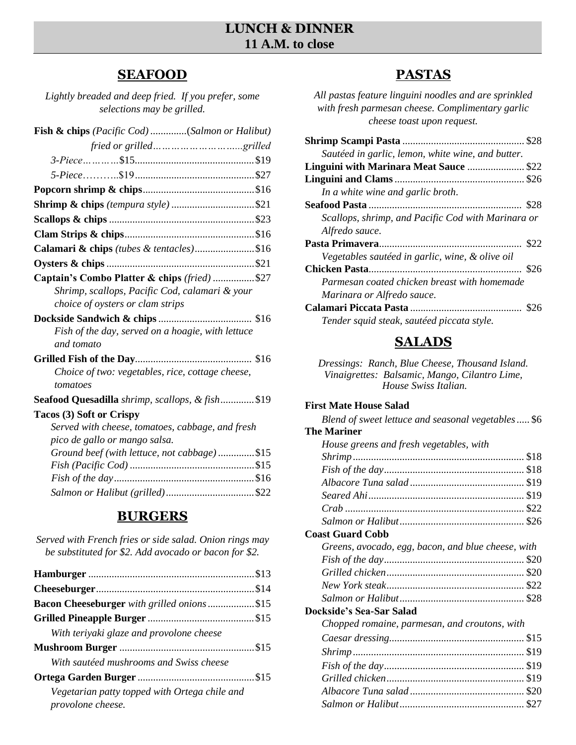# LUNCH & DINNER
## 11 A.M. to close

## SEAFOOD

*Lightly breaded and deep fried. If you prefer, some selections may be grilled.*

| | *(Pacific Cod)* fried or grilled | *(Salmon or Halibut)* grilled |
|---|---|---|
| **Fish & chips** | | |
| *3-Piece* | $15 | $19 |
| *5-Piece* | $19 | $27 |

**Popcorn shrimp & chips** ... $16

**Shrimp & chips** *(tempura style)* ... $21

**Scallops & chips** ... $23

**Clam Strips & chips** ... $16

**Calamari & chips** *(tubes & tentacles)* ... $16

**Oysters & chips** ... $21

**Captain's Combo Platter & chips** *(fried)* ... $27
*Shrimp, scallops, Pacific Cod, calamari & your choice of oysters or clam strips*

**Dockside Sandwich & chips** ... $16
*Fish of the day, served on a hoagie, with lettuce and tomato*

**Grilled Fish of the Day** ... $16
*Choice of two: vegetables, rice, cottage cheese, tomatoes*

**Seafood Quesadilla** *shrimp, scallops, & fish* ... $19

**Tacos (3) Soft or Crispy**
*Served with cheese, tomatoes, cabbage, and fresh pico de gallo or mango salsa.*
- *Ground beef (with lettuce, not cabbage)* ... $15
- *Fish (Pacific Cod)* ... $15
- *Fish of the day* ... $16
- *Salmon or Halibut (grilled)* ... $22

## BURGERS

*Served with French fries or side salad. Onion rings may be substituted for $2. Add avocado or bacon for $2.*

**Hamburger** ... $13

**Cheeseburger** ... $14

**Bacon Cheeseburger** *with grilled onions* ... $15

**Grilled Pineapple Burger** ... $15
*With teriyaki glaze and provolone cheese*

**Mushroom Burger** ... $15
*With sautéed mushrooms and Swiss cheese*

**Ortega Garden Burger** ... $15
*Vegetarian patty topped with Ortega chile and provolone cheese.*

## PASTAS

*All pastas feature linguini noodles and are sprinkled with fresh parmesan cheese. Complimentary garlic cheese toast upon request.*

**Shrimp Scampi Pasta** ... $28
*Sautéed in garlic, lemon, white wine, and butter.*

**Linguini with Marinara Meat Sauce** ... $22

**Linguini and Clams** ... $26
*In a white wine and garlic broth.*

**Seafood Pasta** ... $28
*Scallops, shrimp, and Pacific Cod with Marinara or Alfredo sauce.*

**Pasta Primavera** ... $22
*Vegetables sautéed in garlic, wine, & olive oil*

**Chicken Pasta** ... $26
*Parmesan coated chicken breast with homemade Marinara or Alfredo sauce.*

**Calamari Piccata Pasta** ... $26
*Tender squid steak, sautéed piccata style.*

## SALADS

*Dressings: Ranch, Blue Cheese, Thousand Island.*
*Vinaigrettes: Balsamic, Mango, Cilantro Lime, House Swiss Italian.*

**First Mate House Salad**
*Blend of sweet lettuce and seasonal vegetables* ... $6

**The Mariner**
*House greens and fresh vegetables, with*
- *Shrimp* ... $18
- *Fish of the day* ... $18
- *Albacore Tuna salad* ... $19
- *Seared Ahi* ... $19
- *Crab* ... $22
- *Salmon or Halibut* ... $26

**Coast Guard Cobb**
*Greens, avocado, egg, bacon, and blue cheese, with*
- *Fish of the day* ... $20
- *Grilled chicken* ... $20
- *New York steak* ... $22
- *Salmon or Halibut* ... $28

**Dockside's Sea-Sar Salad**
*Chopped romaine, parmesan, and croutons, with*
- *Caesar dressing* ... $15
- *Shrimp* ... $19
- *Fish of the day* ... $19
- *Grilled chicken* ... $19
- *Albacore Tuna salad* ... $20
- *Salmon or Halibut* ... $27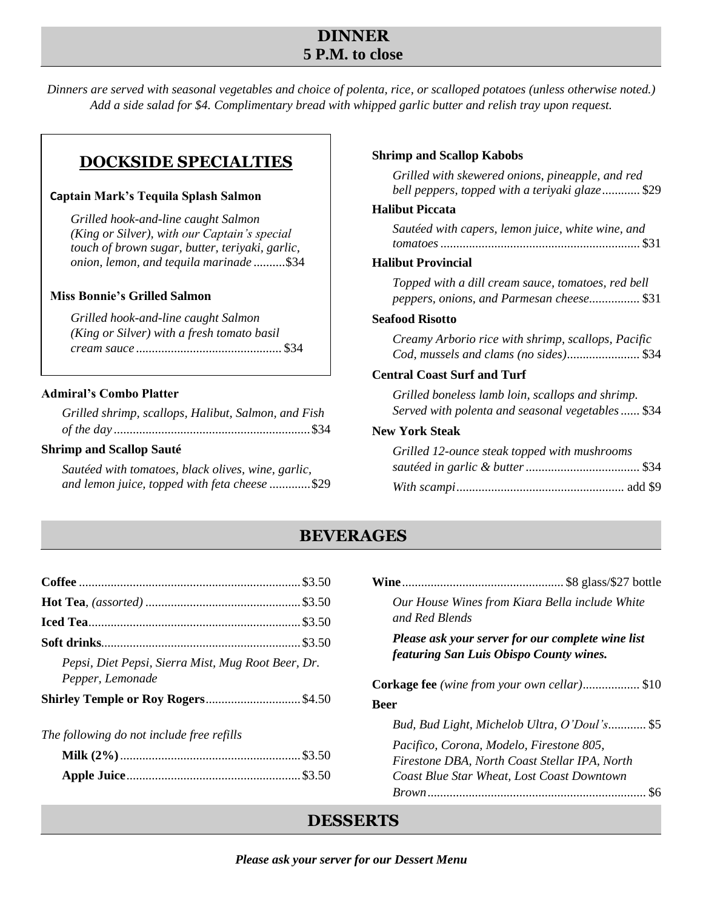## DINNER
## 5 P.M. to close

*Dinners are served with seasonal vegetables and choice of polenta, rice, or scalloped potatoes (unless otherwise noted.) Add a side salad for $4. Complimentary bread with whipped garlic butter and relish tray upon request.*

### DOCKSIDE SPECIALTIES

**Captain Mark's Tequila Splash Salmon**

*Grilled hook-and-line caught Salmon (King or Silver), with our Captain's special touch of brown sugar, butter, teriyaki, garlic, onion, lemon, and tequila marinade* ..........$34

**Miss Bonnie's Grilled Salmon**

*Grilled hook-and-line caught Salmon (King or Silver) with a fresh tomato basil cream sauce* ............................................. $34

**Admiral's Combo Platter**

*Grilled shrimp, scallops, Halibut, Salmon, and Fish of the day* ............................................................. $34

**Shrimp and Scallop Sauté**

*Sautéed with tomatoes, black olives, wine, garlic, and lemon juice, topped with feta cheese* ............ $29

**Shrimp and Scallop Kabobs**

*Grilled with skewered onions, pineapple, and red bell peppers, topped with a teriyaki glaze* ............ $29

**Halibut Piccata**

*Sautéed with capers, lemon juice, white wine, and tomatoes* .............................................................. $31

**Halibut Provincial**

*Topped with a dill cream sauce, tomatoes, red bell peppers, onions, and Parmesan cheese*................ $31

**Seafood Risotto**

*Creamy Arborio rice with shrimp, scallops, Pacific Cod, mussels and clams (no sides)*....................... $34

**Central Coast Surf and Turf**

*Grilled boneless lamb loin, scallops and shrimp. Served with polenta and seasonal vegetables* ...... $34

**New York Steak**

*Grilled 12-ounce steak topped with mushrooms sautéed in garlic & butter* .................................... $34

*With scampi*..................................................... add $9

## BEVERAGES

**Coffee** ..................................................................... $3.50

**Hot Tea**, *(assorted)* ................................................ $3.50

**Iced Tea**.................................................................. $3.50

**Soft drinks**.............................................................. $3.50

*Pepsi, Diet Pepsi, Sierra Mist, Mug Root Beer, Dr. Pepper, Lemonade*

**Shirley Temple or Roy Rogers**............................. $4.50

*The following do not include free refills*

**Milk (2%)**......................................................... $3.50

**Apple Juice**...................................................... $3.50

**Wine**.................................................. $8 glass/$27 bottle

*Our House Wines from Kiara Bella include White and Red Blends*

***Please ask your server for our complete wine list featuring San Luis Obispo County wines.***

**Corkage fee** *(wine from your own cellar)*.................. $10

**Beer**

*Bud, Bud Light, Michelob Ultra, O'Doul's*............ $5

*Pacifico, Corona, Modelo, Firestone 805, Firestone DBA, North Coast Stellar IPA, North Coast Blue Star Wheat, Lost Coast Downtown Brown*..................................................................... $6

## DESSERTS

***Please ask your server for our Dessert Menu***